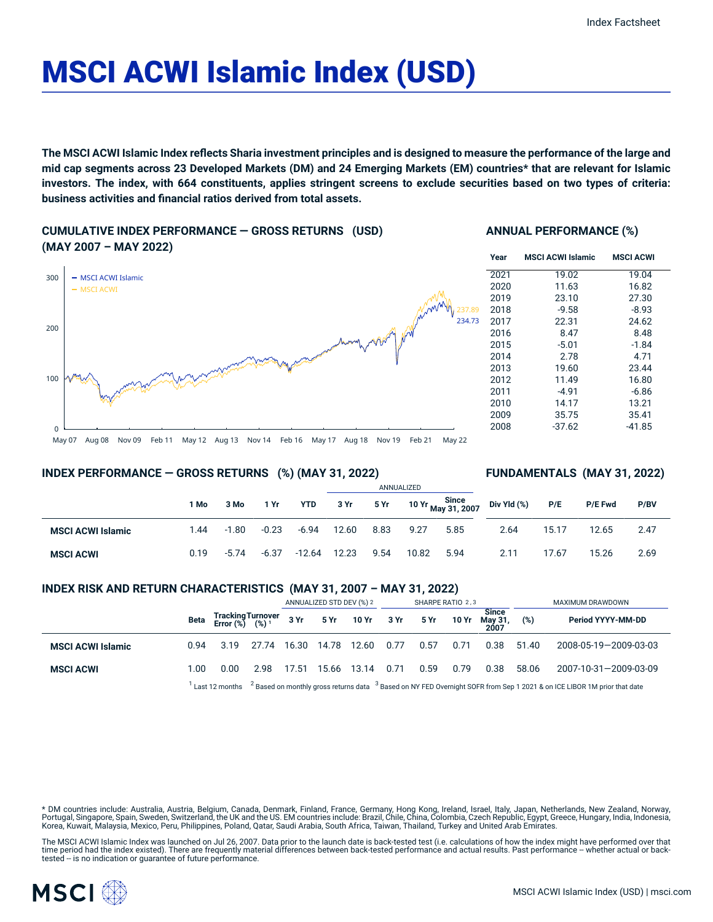# MSCI ACWI Islamic Index (USD)

**The MSCI ACWI Islamic Index reflects Sharia investment principles and is designed to measure the performance of the large and mid cap segments across 23 Developed Markets (DM) and 24 Emerging Markets (EM) countries* that are relevant for Islamic investors. The index, with 664 constituents, applies stringent screens to exclude securities based on two types of criteria: business activities and financial ratios derived from total assets.**

## CUMULATIVE INDEX PERFORMANCE — GROSS RETURNS (USD) (MAY 2007 – MAY 2022)

## ANNUAL PERFORMANCE (%)

| Year | MSCI ACWI Islamic | MSCI ACWI |
|---|---|---|
| 2021 | 19.02 | 19.04 |
| 2020 | 11.63 | 16.82 |
| 2019 | 23.10 | 27.30 |
| 2018 | -9.58 | -8.93 |
| 2017 | 22.31 | 24.62 |
| 2016 | 8.47 | 8.48 |
| 2015 | -5.01 | -1.84 |
| 2014 | 2.78 | 4.71 |
| 2013 | 19.60 | 23.44 |
| 2012 | 11.49 | 16.80 |
| 2011 | -4.91 | -6.86 |
| 2010 | 14.17 | 13.21 |
| 2009 | 35.75 | 35.41 |
| 2008 | -37.62 | -41.85 |

## INDEX PERFORMANCE — GROSS RETURNS (%) (MAY 31, 2022)

## FUNDAMENTALS (MAY 31, 2022)

| | | | | | ANNUALIZED | | | | | | | |
|---|---|---|---|---|---|---|---|---|---|---|---|---|
| | 1 Mo | 3 Mo | 1 Yr | YTD | 3 Yr | 5 Yr | 10 Yr | Since May 31, 2007 | Div Yld (%) | P/E | P/E Fwd | P/BV |
| **MSCI ACWI Islamic** | 1.44 | -1.80 | -0.23 | -6.94 | 12.60 | 8.83 | 9.27 | 5.85 | 2.64 | 15.17 | 12.65 | 2.47 |
| **MSCI ACWI** | 0.19 | -5.74 | -6.37 | -12.64 | 12.23 | 9.54 | 10.82 | 5.94 | 2.11 | 17.67 | 15.26 | 2.69 |

## INDEX RISK AND RETURN CHARACTERISTICS (MAY 31, 2007 – MAY 31, 2022)

| | | | | ANNUALIZED STD DEV (%) 2 | | | SHARPE RATIO 2, 3 | | | | MAXIMUM DRAWDOWN | |
|---|---|---|---|---|---|---|---|---|---|---|---|---|
| | Beta | Tracking Error (%) | Turnover (%) 1 | 3 Yr | 5 Yr | 10 Yr | 3 Yr | 5 Yr | 10 Yr | Since May 31, 2007 | (%) | Period YYYY-MM-DD |
| **MSCI ACWI Islamic** | 0.94 | 3.19 | 27.74 | 16.30 | 14.78 | 12.60 | 0.77 | 0.57 | 0.71 | 0.38 | 51.40 | 2008-05-19—2009-03-03 |
| **MSCI ACWI** | 1.00 | 0.00 | 2.98 | 17.51 | 15.66 | 13.14 | 0.71 | 0.59 | 0.79 | 0.38 | 58.06 | 2007-10-31—2009-03-09 |

[1] Last 12 months [2] Based on monthly gross returns data [3] Based on NY FED Overnight SOFR from Sep 1 2021 & on ICE LIBOR 1M prior that date

* DM countries include: Australia, Austria, Belgium, Canada, Denmark, Finland, France, Germany, Hong Kong, Ireland, Israel, Italy, Japan, Netherlands, New Zealand, Norway, Portugal, Singapore, Spain, Sweden, Switzerland, the UK and the US. EM countries include: Brazil, Chile, China, Colombia, Czech Republic, Egypt, Greece, Hungary, India, Indonesia, Korea, Kuwait, Malaysia, Mexico, Peru, Philippines, Poland, Qatar, Saudi Arabia, South Africa, Taiwan, Thailand, Turkey and United Arab Emirates.

The MSCI ACWI Islamic Index was launched on Jul 26, 2007. Data prior to the launch date is back-tested test (i.e. calculations of how the index might have performed over that time period had the index existed). There are frequently material differences between back-tested performance and actual results. Past performance -- whether actual or back-tested -- is no indication or guarantee of future performance.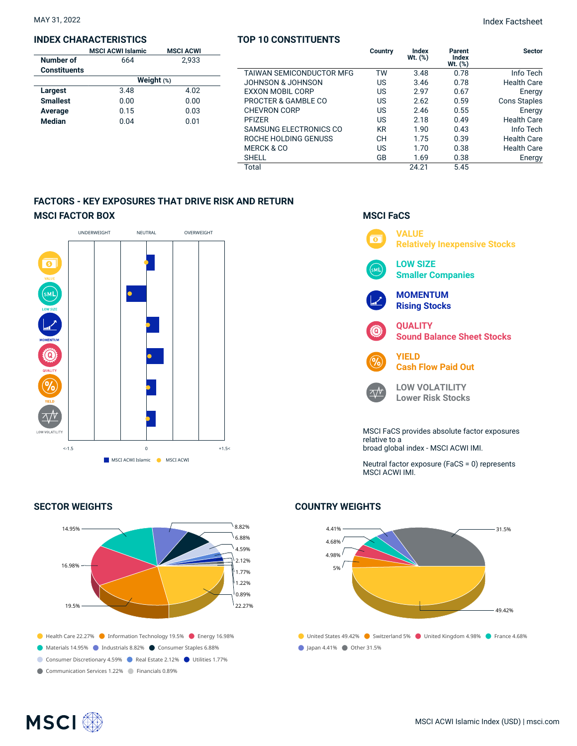MAY 31, 2022

Index Factsheet

## INDEX CHARACTERISTICS

| | MSCI ACWI Islamic | MSCI ACWI |
|---|---|---|
| **Number of Constituents** | 664 | 2,933 |
| | **Weight (%)** | |
| **Largest** | 3.48 | 4.02 |
| **Smallest** | 0.00 | 0.00 |
| **Average** | 0.15 | 0.03 |
| **Median** | 0.04 | 0.01 |

## TOP 10 CONSTITUENTS

| | Country | Index Wt. (%) | Parent Index Wt. (%) | Sector |
|---|---|---|---|---|
| TAIWAN SEMICONDUCTOR MFG | TW | 3.48 | 0.78 | Info Tech |
| JOHNSON & JOHNSON | US | 3.46 | 0.78 | Health Care |
| EXXON MOBIL CORP | US | 2.97 | 0.67 | Energy |
| PROCTER & GAMBLE CO | US | 2.62 | 0.59 | Cons Staples |
| CHEVRON CORP | US | 2.46 | 0.55 | Energy |
| PFIZER | US | 2.18 | 0.49 | Health Care |
| SAMSUNG ELECTRONICS CO | KR | 1.90 | 0.43 | Info Tech |
| ROCHE HOLDING GENUSS | CH | 1.75 | 0.39 | Health Care |
| MERCK & CO | US | 1.70 | 0.38 | Health Care |
| SHELL | GB | 1.69 | 0.38 | Energy |
| Total | | 24.21 | 5.45 | |

## FACTORS - KEY EXPOSURES THAT DRIVE RISK AND RETURN

### MSCI FACTOR BOX

UNDERWEIGHT NEUTRAL OVERWEIGHT

VALUE, LOW SIZE, MOMENTUM, QUALITY, YIELD, LOW VOLATILITY

<-1.5 0 +1.5<

MSCI ACWI Islamic MSCI ACWI

### MSCI FaCS

**VALUE**
Relatively Inexpensive Stocks

**LOW SIZE**
Smaller Companies

**MOMENTUM**
Rising Stocks

**QUALITY**
Sound Balance Sheet Stocks

**YIELD**
Cash Flow Paid Out

**LOW VOLATILITY**
Lower Risk Stocks

MSCI FaCS provides absolute factor exposures relative to a broad global index - MSCI ACWI IMI.

Neutral factor exposure (FaCS = 0) represents MSCI ACWI IMI.

## SECTOR WEIGHTS

Health Care 22.27% · Information Technology 19.5% · Energy 16.98% · Materials 14.95% · Industrials 8.82% · Consumer Staples 6.88% · Consumer Discretionary 4.59% · Real Estate 2.12% · Utilities 1.77% · Communication Services 1.22% · Financials 0.89%

## COUNTRY WEIGHTS

United States 49.42% · Switzerland 5% · United Kingdom 4.98% · France 4.68% · Japan 4.41% · Other 31.5%

MSCI ACWI Islamic Index (USD) | msci.com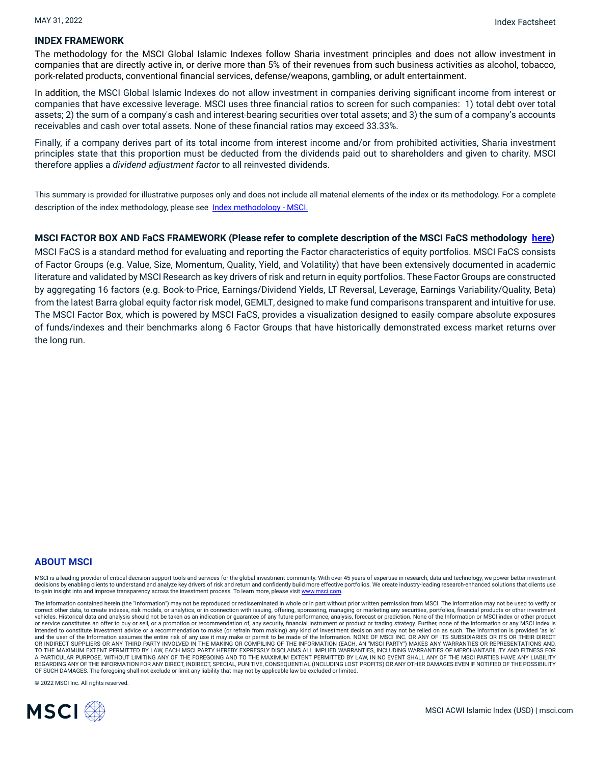## INDEX FRAMEWORK

The methodology for the MSCI Global Islamic Indexes follow Sharia investment principles and does not allow investment in companies that are directly active in, or derive more than 5% of their revenues from such business activities as alcohol, tobacco, pork-related products, conventional financial services, defense/weapons, gambling, or adult entertainment.

In addition, the MSCI Global Islamic Indexes do not allow investment in companies deriving significant income from interest or companies that have excessive leverage. MSCI uses three financial ratios to screen for such companies: 1) total debt over total assets; 2) the sum of a company's cash and interest-bearing securities over total assets; and 3) the sum of a company's accounts receivables and cash over total assets. None of these financial ratios may exceed 33.33%.

Finally, if a company derives part of its total income from interest income and/or from prohibited activities, Sharia investment principles state that this proportion must be deducted from the dividends paid out to shareholders and given to charity. MSCI therefore applies a *dividend adjustment factor* to all reinvested dividends.

This summary is provided for illustrative purposes only and does not include all material elements of the index or its methodology. For a complete description of the index methodology, please see [Index methodology - MSCI.]

## MSCI FACTOR BOX AND FaCS FRAMEWORK (Please refer to complete description of the MSCI FaCS methodology here)

MSCI FaCS is a standard method for evaluating and reporting the Factor characteristics of equity portfolios. MSCI FaCS consists of Factor Groups (e.g. Value, Size, Momentum, Quality, Yield, and Volatility) that have been extensively documented in academic literature and validated by MSCI Research as key drivers of risk and return in equity portfolios. These Factor Groups are constructed by aggregating 16 factors (e.g. Book-to-Price, Earnings/Dividend Yields, LT Reversal, Leverage, Earnings Variability/Quality, Beta) from the latest Barra global equity factor risk model, GEMLT, designed to make fund comparisons transparent and intuitive for use. The MSCI Factor Box, which is powered by MSCI FaCS, provides a visualization designed to easily compare absolute exposures of funds/indexes and their benchmarks along 6 Factor Groups that have historically demonstrated excess market returns over the long run.

## ABOUT MSCI

MSCI is a leading provider of critical decision support tools and services for the global investment community. With over 45 years of expertise in research, data and technology, we power better investment decisions by enabling clients to understand and analyze key drivers of risk and return and confidently build more effective portfolios. We create industry-leading research-enhanced solutions that clients use to gain insight into and improve transparency across the investment process. To learn more, please visit www.msci.com.

The information contained herein (the "Information") may not be reproduced or redisseminated in whole or in part without prior written permission from MSCI. The Information may not be used to verify or correct other data, to create indexes, risk models, or analytics, or in connection with issuing, offering, sponsoring, managing or marketing any securities, portfolios, financial products or other investment vehicles. Historical data and analysis should not be taken as an indication or guarantee of any future performance, analysis, forecast or prediction. None of the Information or MSCI index or other product or service constitutes an offer to buy or sell, or a promotion or recommendation of, any security, financial instrument or product or trading strategy. Further, none of the Information or any MSCI index is intended to constitute investment advice or a recommendation to make (or refrain from making) any kind of investment decision and may not be relied on as such. The Information is provided "as is" and the user of the Information assumes the entire risk of any use it may make or permit to be made of the Information. NONE OF MSCI INC. OR ANY OF ITS SUBSIDIARIES OR ITS OR THEIR DIRECT OR INDIRECT SUPPLIERS OR ANY THIRD PARTY INVOLVED IN THE MAKING OR COMPILING OF THE INFORMATION (EACH, AN "MSCI PARTY") MAKES ANY WARRANTIES OR REPRESENTATIONS AND, TO THE MAXIMUM EXTENT PERMITTED BY LAW, EACH MSCI PARTY HEREBY EXPRESSLY DISCLAIMS ALL IMPLIED WARRANTIES, INCLUDING WARRANTIES OF MERCHANTABILITY AND FITNESS FOR A PARTICULAR PURPOSE. WITHOUT LIMITING ANY OF THE FOREGOING AND TO THE MAXIMUM EXTENT PERMITTED BY LAW, IN NO EVENT SHALL ANY OF THE MSCI PARTIES HAVE ANY LIABILITY REGARDING ANY OF THE INFORMATION FOR ANY DIRECT, INDIRECT, SPECIAL, PUNITIVE, CONSEQUENTIAL (INCLUDING LOST PROFITS) OR ANY OTHER DAMAGES EVEN IF NOTIFIED OF THE POSSIBILITY OF SUCH DAMAGES. The foregoing shall not exclude or limit any liability that may not by applicable law be excluded or limited.

© 2022 MSCI Inc. All rights reserved.